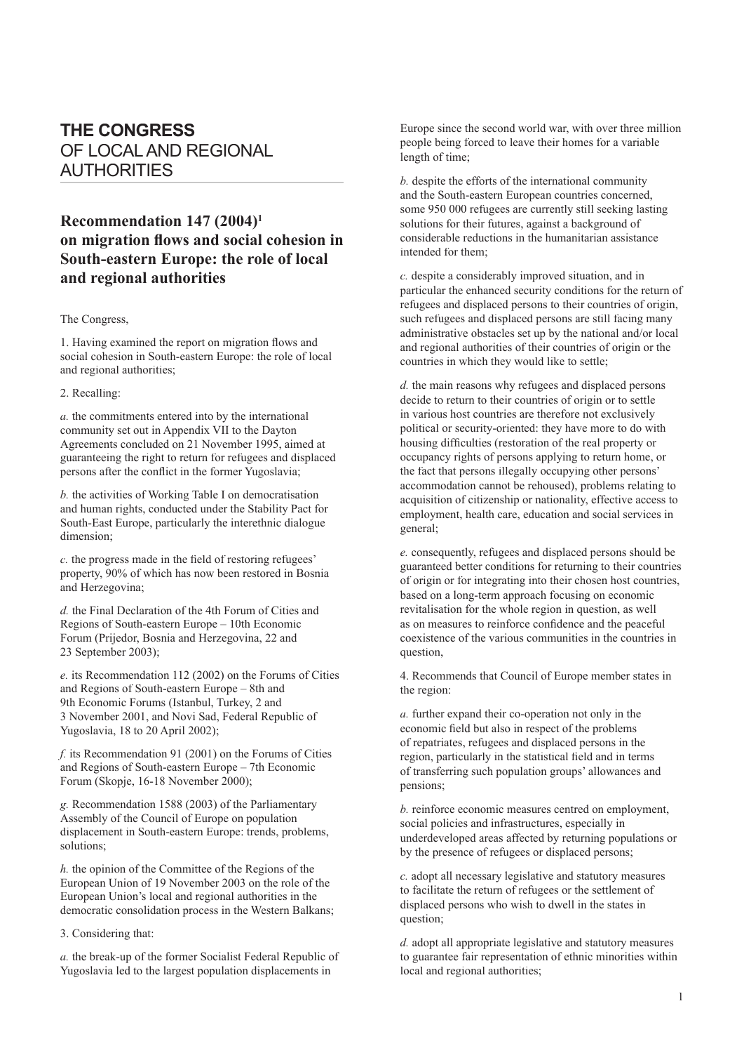# THE CONGRESS OF LOCAL AND REGIONAL AUTHORITIES

## Recommendation 147 (2004)[1] on migration flows and social cohesion in South-eastern Europe: the role of local and regional authorities

The Congress,

1. Having examined the report on migration flows and social cohesion in South-eastern Europe: the role of local and regional authorities;

2. Recalling:

*a.* the commitments entered into by the international community set out in Appendix VII to the Dayton Agreements concluded on 21 November 1995, aimed at guaranteeing the right to return for refugees and displaced persons after the conflict in the former Yugoslavia;

*b.* the activities of Working Table I on democratisation and human rights, conducted under the Stability Pact for South-East Europe, particularly the interethnic dialogue dimension;

*c.* the progress made in the field of restoring refugees' property, 90% of which has now been restored in Bosnia and Herzegovina;

*d.* the Final Declaration of the 4th Forum of Cities and Regions of South-eastern Europe – 10th Economic Forum (Prijedor, Bosnia and Herzegovina, 22 and 23 September 2003);

*e.* its Recommendation 112 (2002) on the Forums of Cities and Regions of South-eastern Europe – 8th and 9th Economic Forums (Istanbul, Turkey, 2 and 3 November 2001, and Novi Sad, Federal Republic of Yugoslavia, 18 to 20 April 2002);

*f.* its Recommendation 91 (2001) on the Forums of Cities and Regions of South-eastern Europe – 7th Economic Forum (Skopje, 16-18 November 2000);

*g.* Recommendation 1588 (2003) of the Parliamentary Assembly of the Council of Europe on population displacement in South-eastern Europe: trends, problems, solutions;

*h.* the opinion of the Committee of the Regions of the European Union of 19 November 2003 on the role of the European Union's local and regional authorities in the democratic consolidation process in the Western Balkans;

3. Considering that:

*a.* the break-up of the former Socialist Federal Republic of Yugoslavia led to the largest population displacements in Europe since the second world war, with over three million people being forced to leave their homes for a variable length of time;

*b.* despite the efforts of the international community and the South-eastern European countries concerned, some 950 000 refugees are currently still seeking lasting solutions for their futures, against a background of considerable reductions in the humanitarian assistance intended for them;

*c.* despite a considerably improved situation, and in particular the enhanced security conditions for the return of refugees and displaced persons to their countries of origin, such refugees and displaced persons are still facing many administrative obstacles set up by the national and/or local and regional authorities of their countries of origin or the countries in which they would like to settle;

*d.* the main reasons why refugees and displaced persons decide to return to their countries of origin or to settle in various host countries are therefore not exclusively political or security-oriented: they have more to do with housing difficulties (restoration of the real property or occupancy rights of persons applying to return home, or the fact that persons illegally occupying other persons' accommodation cannot be rehoused), problems relating to acquisition of citizenship or nationality, effective access to employment, health care, education and social services in general;

*e.* consequently, refugees and displaced persons should be guaranteed better conditions for returning to their countries of origin or for integrating into their chosen host countries, based on a long-term approach focusing on economic revitalisation for the whole region in question, as well as on measures to reinforce confidence and the peaceful coexistence of the various communities in the countries in question,

4. Recommends that Council of Europe member states in the region:

*a.* further expand their co-operation not only in the economic field but also in respect of the problems of repatriates, refugees and displaced persons in the region, particularly in the statistical field and in terms of transferring such population groups' allowances and pensions;

*b.* reinforce economic measures centred on employment, social policies and infrastructures, especially in underdeveloped areas affected by returning populations or by the presence of refugees or displaced persons;

*c.* adopt all necessary legislative and statutory measures to facilitate the return of refugees or the settlement of displaced persons who wish to dwell in the states in question;

*d.* adopt all appropriate legislative and statutory measures to guarantee fair representation of ethnic minorities within local and regional authorities;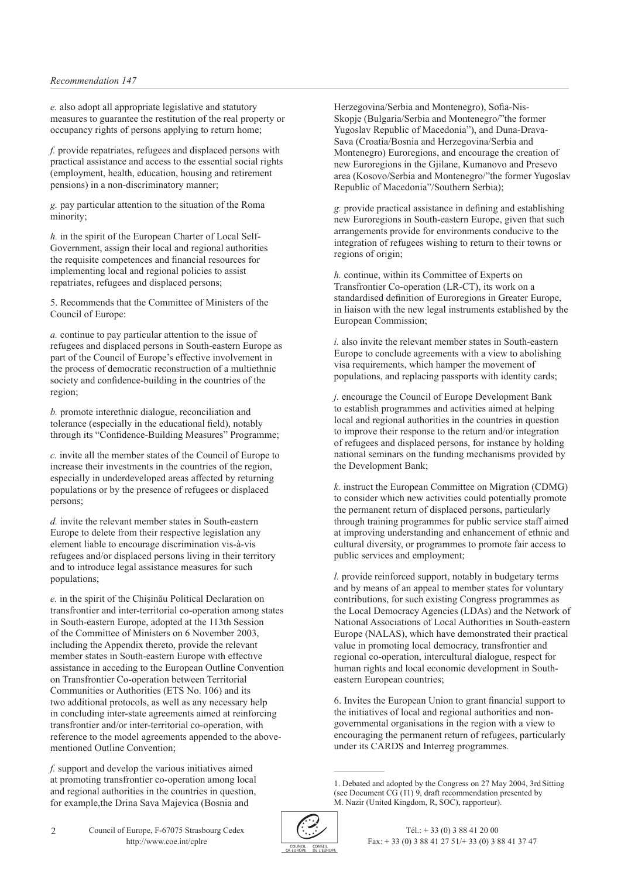*e.* also adopt all appropriate legislative and statutory measures to guarantee the restitution of the real property or occupancy rights of persons applying to return home;

*f.* provide repatriates, refugees and displaced persons with practical assistance and access to the essential social rights (employment, health, education, housing and retirement pensions) in a non-discriminatory manner;

*g.* pay particular attention to the situation of the Roma minority;

*h.* in the spirit of the European Charter of Local Self-Government, assign their local and regional authorities the requisite competences and financial resources for implementing local and regional policies to assist repatriates, refugees and displaced persons;

5. Recommends that the Committee of Ministers of the Council of Europe:

*a.* continue to pay particular attention to the issue of refugees and displaced persons in South-eastern Europe as part of the Council of Europe's effective involvement in the process of democratic reconstruction of a multiethnic society and confidence-building in the countries of the region;

*b.* promote interethnic dialogue, reconciliation and tolerance (especially in the educational field), notably through its "Confidence-Building Measures" Programme;

*c.* invite all the member states of the Council of Europe to increase their investments in the countries of the region, especially in underdeveloped areas affected by returning populations or by the presence of refugees or displaced persons;

*d.* invite the relevant member states in South-eastern Europe to delete from their respective legislation any element liable to encourage discrimination vis-à-vis refugees and/or displaced persons living in their territory and to introduce legal assistance measures for such populations;

*e.* in the spirit of the Chişinău Political Declaration on transfrontier and inter-territorial co-operation among states in South-eastern Europe, adopted at the 113th Session of the Committee of Ministers on 6 November 2003, including the Appendix thereto, provide the relevant member states in South-eastern Europe with effective assistance in acceding to the European Outline Convention on Transfrontier Co-operation between Territorial Communities or Authorities (ETS No. 106) and its two additional protocols, as well as any necessary help in concluding inter-state agreements aimed at reinforcing transfrontier and/or inter-territorial co-operation, with reference to the model agreements appended to the above-mentioned Outline Convention;

*f.* support and develop the various initiatives aimed at promoting transfrontier co-operation among local and regional authorities in the countries in question, for example,the Drina Sava Majevica (Bosnia and Herzegovina/Serbia and Montenegro), Sofia-Nis-Skopje (Bulgaria/Serbia and Montenegro/"the former Yugoslav Republic of Macedonia"), and Duna-Drava-Sava (Croatia/Bosnia and Herzegovina/Serbia and Montenegro) Euroregions, and encourage the creation of new Euroregions in the Gjilane, Kumanovo and Presevo area (Kosovo/Serbia and Montenegro/"the former Yugoslav Republic of Macedonia"/Southern Serbia);

*g.* provide practical assistance in defining and establishing new Euroregions in South-eastern Europe, given that such arrangements provide for environments conducive to the integration of refugees wishing to return to their towns or regions of origin;

*h.* continue, within its Committee of Experts on Transfrontier Co-operation (LR-CT), its work on a standardised definition of Euroregions in Greater Europe, in liaison with the new legal instruments established by the European Commission;

*i.* also invite the relevant member states in South-eastern Europe to conclude agreements with a view to abolishing visa requirements, which hamper the movement of populations, and replacing passports with identity cards;

*j.* encourage the Council of Europe Development Bank to establish programmes and activities aimed at helping local and regional authorities in the countries in question to improve their response to the return and/or integration of refugees and displaced persons, for instance by holding national seminars on the funding mechanisms provided by the Development Bank;

*k.* instruct the European Committee on Migration (CDMG) to consider which new activities could potentially promote the permanent return of displaced persons, particularly through training programmes for public service staff aimed at improving understanding and enhancement of ethnic and cultural diversity, or programmes to promote fair access to public services and employment;

*l.* provide reinforced support, notably in budgetary terms and by means of an appeal to member states for voluntary contributions, for such existing Congress programmes as the Local Democracy Agencies (LDAs) and the Network of National Associations of Local Authorities in South-eastern Europe (NALAS), which have demonstrated their practical value in promoting local democracy, transfrontier and regional co-operation, intercultural dialogue, respect for human rights and local economic development in South-eastern European countries;

6. Invites the European Union to grant financial support to the initiatives of local and regional authorities and non-governmental organisations in the region with a view to encouraging the permanent return of refugees, particularly under its CARDS and Interreg programmes.

---

1. Debated and adopted by the Congress on 27 May 2004, 3rd Sitting (see Document CG (11) 9, draft recommendation presented by M. Nazir (United Kingdom, R, SOC), rapporteur).